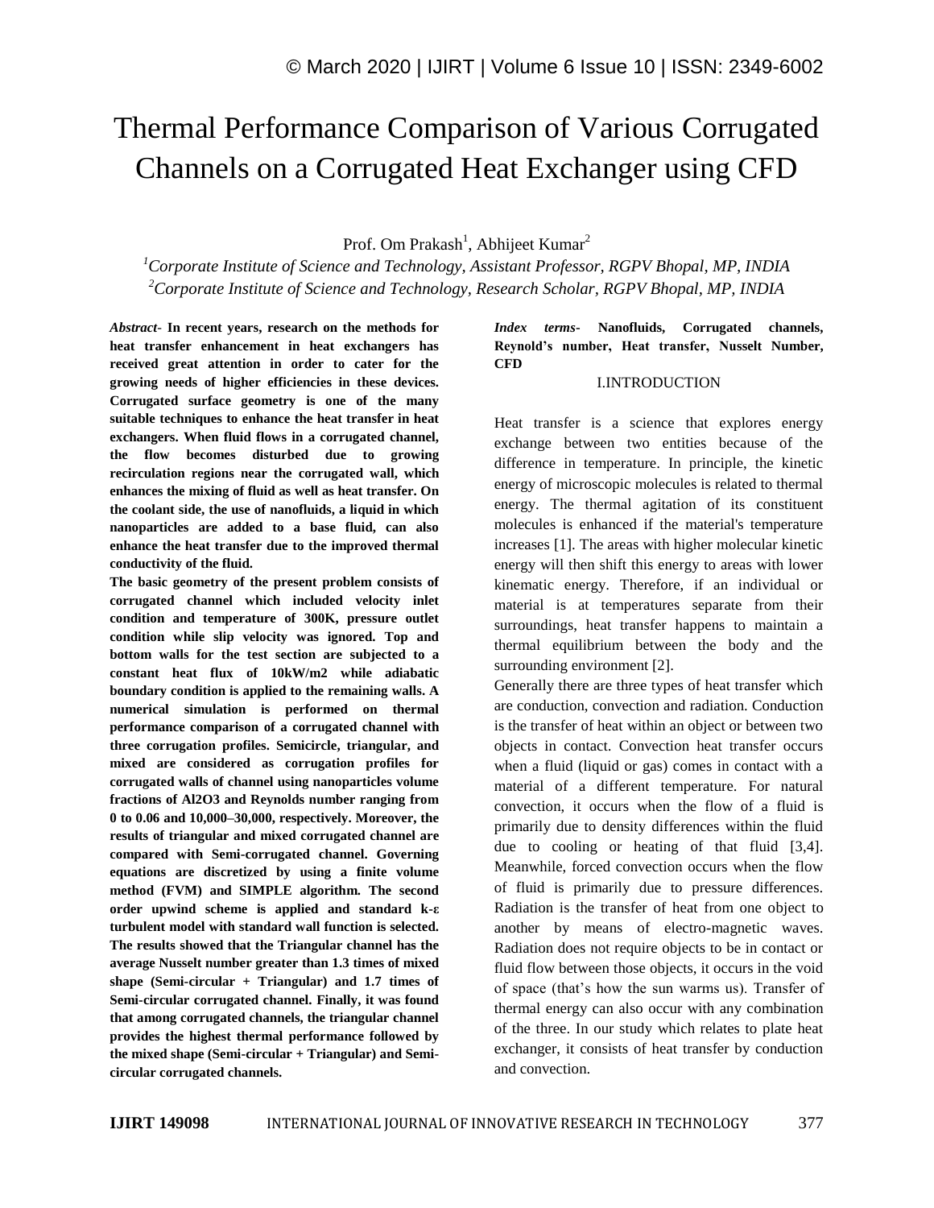# Thermal Performance Comparison of Various Corrugated Channels on a Corrugated Heat Exchanger using CFD

Prof. Om Prakash[1], Abhijeet Kumar[2]

[1]*Corporate Institute of Science and Technology, Assistant Professor, RGPV Bhopal, MP, INDIA*
[2]*Corporate Institute of Science and Technology, Research Scholar, RGPV Bhopal, MP, INDIA*

***Abstract-*** **In recent years, research on the methods for heat transfer enhancement in heat exchangers has received great attention in order to cater for the growing needs of higher efficiencies in these devices. Corrugated surface geometry is one of the many suitable techniques to enhance the heat transfer in heat exchangers. When fluid flows in a corrugated channel, the flow becomes disturbed due to growing recirculation regions near the corrugated wall, which enhances the mixing of fluid as well as heat transfer. On the coolant side, the use of nanofluids, a liquid in which nanoparticles are added to a base fluid, can also enhance the heat transfer due to the improved thermal conductivity of the fluid.**

**The basic geometry of the present problem consists of corrugated channel which included velocity inlet condition and temperature of 300K, pressure outlet condition while slip velocity was ignored. Top and bottom walls for the test section are subjected to a constant heat flux of 10kW/m2 while adiabatic boundary condition is applied to the remaining walls. A numerical simulation is performed on thermal performance comparison of a corrugated channel with three corrugation profiles. Semicircle, triangular, and mixed are considered as corrugation profiles for corrugated walls of channel using nanoparticles volume fractions of $Al_2O_3$ and Reynolds number ranging from 0 to 0.06 and 10,000–30,000, respectively. Moreover, the results of triangular and mixed corrugated channel are compared with Semi-corrugated channel. Governing equations are discretized by using a finite volume method (FVM) and SIMPLE algorithm. The second order upwind scheme is applied and standard k-ε turbulent model with standard wall function is selected. The results showed that the Triangular channel has the average Nusselt number greater than 1.3 times of mixed shape (Semi-circular + Triangular) and 1.7 times of Semi-circular corrugated channel. Finally, it was found that among corrugated channels, the triangular channel provides the highest thermal performance followed by the mixed shape (Semi-circular + Triangular) and Semi-circular corrugated channels.**

***Index terms-*** **Nanofluids, Corrugated channels, Reynold's number, Heat transfer, Nusselt Number, CFD**

## I.INTRODUCTION

Heat transfer is a science that explores energy exchange between two entities because of the difference in temperature. In principle, the kinetic energy of microscopic molecules is related to thermal energy. The thermal agitation of its constituent molecules is enhanced if the material's temperature increases [1]. The areas with higher molecular kinetic energy will then shift this energy to areas with lower kinematic energy. Therefore, if an individual or material is at temperatures separate from their surroundings, heat transfer happens to maintain a thermal equilibrium between the body and the surrounding environment [2].

Generally there are three types of heat transfer which are conduction, convection and radiation. Conduction is the transfer of heat within an object or between two objects in contact. Convection heat transfer occurs when a fluid (liquid or gas) comes in contact with a material of a different temperature. For natural convection, it occurs when the flow of a fluid is primarily due to density differences within the fluid due to cooling or heating of that fluid [3,4]. Meanwhile, forced convection occurs when the flow of fluid is primarily due to pressure differences. Radiation is the transfer of heat from one object to another by means of electro-magnetic waves. Radiation does not require objects to be in contact or fluid flow between those objects, it occurs in the void of space (that's how the sun warms us). Transfer of thermal energy can also occur with any combination of the three. In our study which relates to plate heat exchanger, it consists of heat transfer by conduction and convection.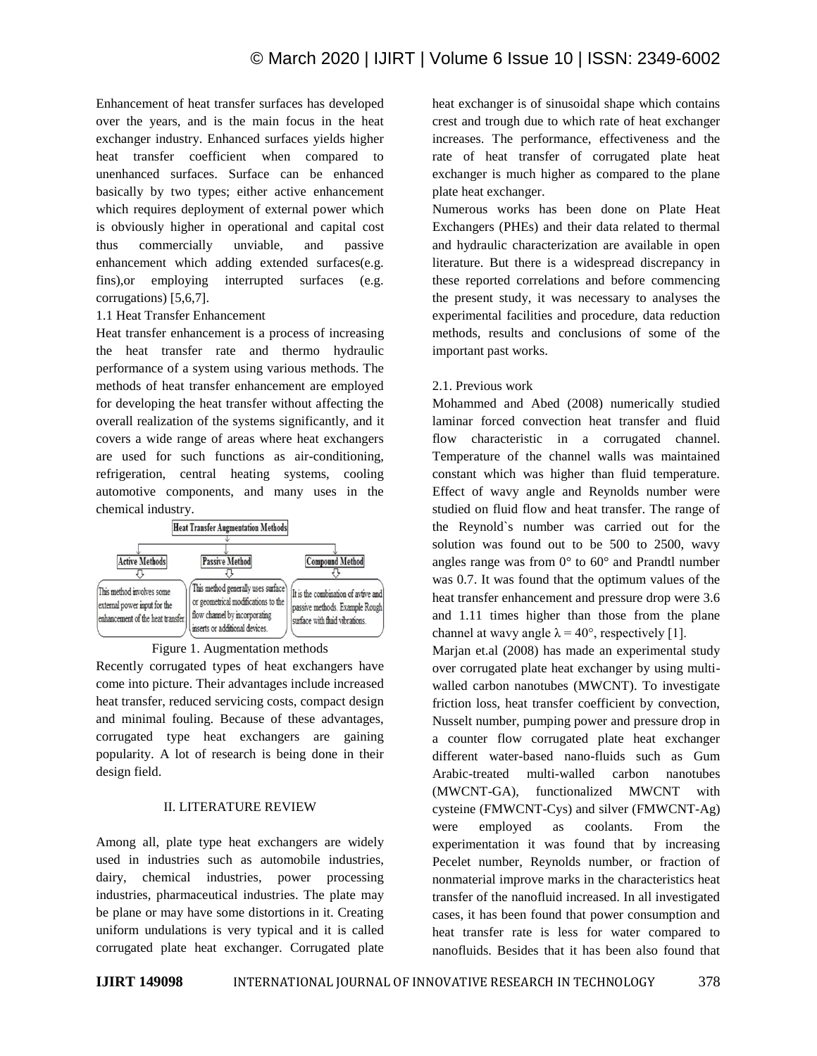Enhancement of heat transfer surfaces has developed over the years, and is the main focus in the heat exchanger industry. Enhanced surfaces yields higher heat transfer coefficient when compared to unenhanced surfaces. Surface can be enhanced basically by two types; either active enhancement which requires deployment of external power which is obviously higher in operational and capital cost thus commercially unviable, and passive enhancement which adding extended surfaces(e.g. fins),or employing interrupted surfaces (e.g. corrugations) [5,6,7].

### 1.1 Heat Transfer Enhancement

Heat transfer enhancement is a process of increasing the heat transfer rate and thermo hydraulic performance of a system using various methods. The methods of heat transfer enhancement are employed for developing the heat transfer without affecting the overall realization of the systems significantly, and it covers a wide range of areas where heat exchangers are used for such functions as air-conditioning, refrigeration, central heating systems, cooling automotive components, and many uses in the chemical industry.

**Heat Transfer Augmentation Methods**

| Active Methods | Passive Method | Compound Method |
| --- | --- | --- |
| This method involves some external power input for the enhancement of the heat transfer. | This method generally uses surface or geometrical modifications to the flow channel by incorporating inserts or additional devices. | It is the combination of avtive and passive methods. Example Rough surface with fluid vibrations. |

Figure 1. Augmentation methods

Recently corrugated types of heat exchangers have come into picture. Their advantages include increased heat transfer, reduced servicing costs, compact design and minimal fouling. Because of these advantages, corrugated type heat exchangers are gaining popularity. A lot of research is being done in their design field.

## II. LITERATURE REVIEW

Among all, plate type heat exchangers are widely used in industries such as automobile industries, dairy, chemical industries, power processing industries, pharmaceutical industries. The plate may be plane or may have some distortions in it. Creating uniform undulations is very typical and it is called corrugated plate heat exchanger. Corrugated plate heat exchanger is of sinusoidal shape which contains crest and trough due to which rate of heat exchanger increases. The performance, effectiveness and the rate of heat transfer of corrugated plate heat exchanger is much higher as compared to the plane plate heat exchanger.

Numerous works has been done on Plate Heat Exchangers (PHEs) and their data related to thermal and hydraulic characterization are available in open literature. But there is a widespread discrepancy in these reported correlations and before commencing the present study, it was necessary to analyses the experimental facilities and procedure, data reduction methods, results and conclusions of some of the important past works.

### 2.1. Previous work

Mohammed and Abed (2008) numerically studied laminar forced convection heat transfer and fluid flow characteristic in a corrugated channel. Temperature of the channel walls was maintained constant which was higher than fluid temperature. Effect of wavy angle and Reynolds number were studied on fluid flow and heat transfer. The range of the Reynold`s number was carried out for the solution was found out to be 500 to 2500, wavy angles range was from 0° to 60° and Prandtl number was 0.7. It was found that the optimum values of the heat transfer enhancement and pressure drop were 3.6 and 1.11 times higher than those from the plane channel at wavy angle $\lambda = 40°$, respectively [1].

Marjan et.al (2008) has made an experimental study over corrugated plate heat exchanger by using multi-walled carbon nanotubes (MWCNT). To investigate friction loss, heat transfer coefficient by convection, Nusselt number, pumping power and pressure drop in a counter flow corrugated plate heat exchanger different water-based nano-fluids such as Gum Arabic-treated multi-walled carbon nanotubes (MWCNT-GA), functionalized MWCNT with cysteine (FMWCNT-Cys) and silver (FMWCNT-Ag) were employed as coolants. From the experimentation it was found that by increasing Pecelet number, Reynolds number, or fraction of nonmaterial improve marks in the characteristics heat transfer of the nanofluid increased. In all investigated cases, it has been found that power consumption and heat transfer rate is less for water compared to nanofluids. Besides that it has been also found that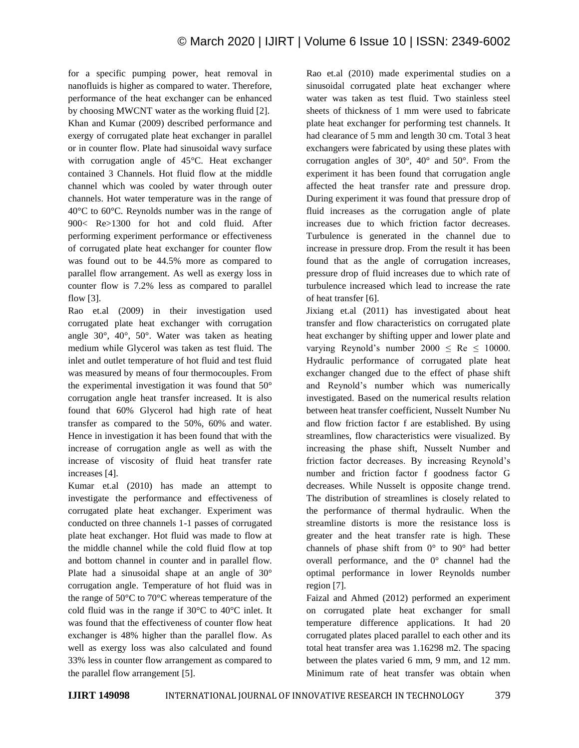for a specific pumping power, heat removal in nanofluids is higher as compared to water. Therefore, performance of the heat exchanger can be enhanced by choosing MWCNT water as the working fluid [2].

Khan and Kumar (2009) described performance and exergy of corrugated plate heat exchanger in parallel or in counter flow. Plate had sinusoidal wavy surface with corrugation angle of 45°C. Heat exchanger contained 3 Channels. Hot fluid flow at the middle channel which was cooled by water through outer channels. Hot water temperature was in the range of 40°C to 60°C. Reynolds number was in the range of 900< Re>1300 for hot and cold fluid. After performing experiment performance or effectiveness of corrugated plate heat exchanger for counter flow was found out to be 44.5% more as compared to parallel flow arrangement. As well as exergy loss in counter flow is 7.2% less as compared to parallel flow [3].

Rao et.al (2009) in their investigation used corrugated plate heat exchanger with corrugation angle 30°, 40°, 50°. Water was taken as heating medium while Glycerol was taken as test fluid. The inlet and outlet temperature of hot fluid and test fluid was measured by means of four thermocouples. From the experimental investigation it was found that 50° corrugation angle heat transfer increased. It is also found that 60% Glycerol had high rate of heat transfer as compared to the 50%, 60% and water. Hence in investigation it has been found that with the increase of corrugation angle as well as with the increase of viscosity of fluid heat transfer rate increases [4].

Kumar et.al (2010) has made an attempt to investigate the performance and effectiveness of corrugated plate heat exchanger. Experiment was conducted on three channels 1-1 passes of corrugated plate heat exchanger. Hot fluid was made to flow at the middle channel while the cold fluid flow at top and bottom channel in counter and in parallel flow. Plate had a sinusoidal shape at an angle of 30° corrugation angle. Temperature of hot fluid was in the range of 50°C to 70°C whereas temperature of the cold fluid was in the range if 30°C to 40°C inlet. It was found that the effectiveness of counter flow heat exchanger is 48% higher than the parallel flow. As well as exergy loss was also calculated and found 33% less in counter flow arrangement as compared to the parallel flow arrangement [5].

Rao et.al (2010) made experimental studies on a sinusoidal corrugated plate heat exchanger where water was taken as test fluid. Two stainless steel sheets of thickness of 1 mm were used to fabricate plate heat exchanger for performing test channels. It had clearance of 5 mm and length 30 cm. Total 3 heat exchangers were fabricated by using these plates with corrugation angles of 30°, 40° and 50°. From the experiment it has been found that corrugation angle affected the heat transfer rate and pressure drop. During experiment it was found that pressure drop of fluid increases as the corrugation angle of plate increases due to which friction factor decreases. Turbulence is generated in the channel due to increase in pressure drop. From the result it has been found that as the angle of corrugation increases, pressure drop of fluid increases due to which rate of turbulence increased which lead to increase the rate of heat transfer [6].

Jixiang et.al (2011) has investigated about heat transfer and flow characteristics on corrugated plate heat exchanger by shifting upper and lower plate and varying Reynold's number $2000 \leq Re \leq 10000$. Hydraulic performance of corrugated plate heat exchanger changed due to the effect of phase shift and Reynold's number which was numerically investigated. Based on the numerical results relation between heat transfer coefficient, Nusselt Number Nu and flow friction factor f are established. By using streamlines, flow characteristics were visualized. By increasing the phase shift, Nusselt Number and friction factor decreases. By increasing Reynold's number and friction factor f goodness factor G decreases. While Nusselt is opposite change trend. The distribution of streamlines is closely related to the performance of thermal hydraulic. When the streamline distorts is more the resistance loss is greater and the heat transfer rate is high. These channels of phase shift from 0° to 90° had better overall performance, and the 0° channel had the optimal performance in lower Reynolds number region [7].

Faizal and Ahmed (2012) performed an experiment on corrugated plate heat exchanger for small temperature difference applications. It had 20 corrugated plates placed parallel to each other and its total heat transfer area was 1.16298 m2. The spacing between the plates varied 6 mm, 9 mm, and 12 mm. Minimum rate of heat transfer was obtain when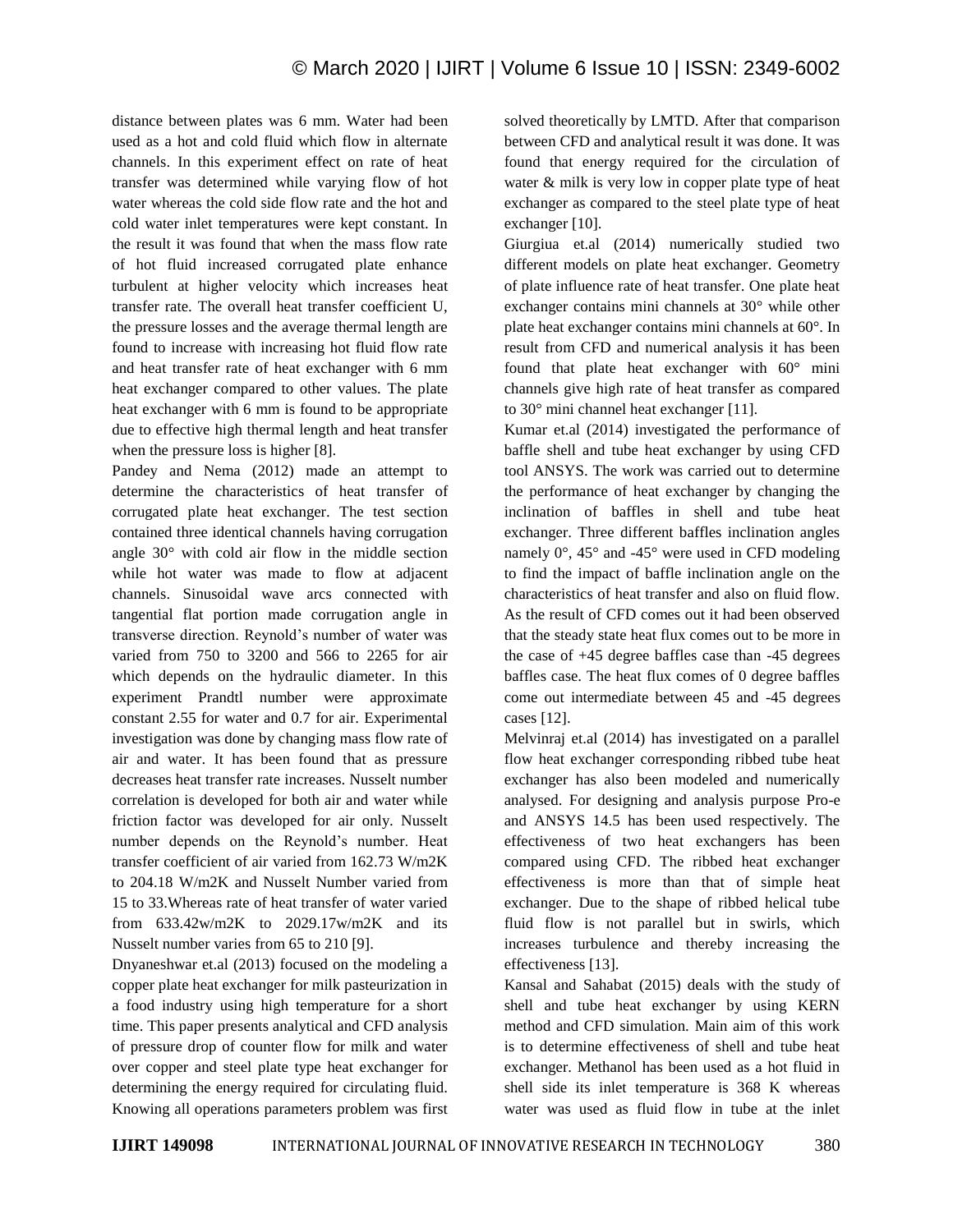distance between plates was 6 mm. Water had been used as a hot and cold fluid which flow in alternate channels. In this experiment effect on rate of heat transfer was determined while varying flow of hot water whereas the cold side flow rate and the hot and cold water inlet temperatures were kept constant. In the result it was found that when the mass flow rate of hot fluid increased corrugated plate enhance turbulent at higher velocity which increases heat transfer rate. The overall heat transfer coefficient U, the pressure losses and the average thermal length are found to increase with increasing hot fluid flow rate and heat transfer rate of heat exchanger with 6 mm heat exchanger compared to other values. The plate heat exchanger with 6 mm is found to be appropriate due to effective high thermal length and heat transfer when the pressure loss is higher [8].

Pandey and Nema (2012) made an attempt to determine the characteristics of heat transfer of corrugated plate heat exchanger. The test section contained three identical channels having corrugation angle 30° with cold air flow in the middle section while hot water was made to flow at adjacent channels. Sinusoidal wave arcs connected with tangential flat portion made corrugation angle in transverse direction. Reynold's number of water was varied from 750 to 3200 and 566 to 2265 for air which depends on the hydraulic diameter. In this experiment Prandtl number were approximate constant 2.55 for water and 0.7 for air. Experimental investigation was done by changing mass flow rate of air and water. It has been found that as pressure decreases heat transfer rate increases. Nusselt number correlation is developed for both air and water while friction factor was developed for air only. Nusselt number depends on the Reynold's number. Heat transfer coefficient of air varied from 162.73 W/m2K to 204.18 W/m2K and Nusselt Number varied from 15 to 33.Whereas rate of heat transfer of water varied from 633.42w/m2K to 2029.17w/m2K and its Nusselt number varies from 65 to 210 [9].

Dnyaneshwar et.al (2013) focused on the modeling a copper plate heat exchanger for milk pasteurization in a food industry using high temperature for a short time. This paper presents analytical and CFD analysis of pressure drop of counter flow for milk and water over copper and steel plate type heat exchanger for determining the energy required for circulating fluid. Knowing all operations parameters problem was first solved theoretically by LMTD. After that comparison between CFD and analytical result it was done. It was found that energy required for the circulation of water & milk is very low in copper plate type of heat exchanger as compared to the steel plate type of heat exchanger [10].

Giurgiua et.al (2014) numerically studied two different models on plate heat exchanger. Geometry of plate influence rate of heat transfer. One plate heat exchanger contains mini channels at 30° while other plate heat exchanger contains mini channels at 60°. In result from CFD and numerical analysis it has been found that plate heat exchanger with 60° mini channels give high rate of heat transfer as compared to 30° mini channel heat exchanger [11].

Kumar et.al (2014) investigated the performance of baffle shell and tube heat exchanger by using CFD tool ANSYS. The work was carried out to determine the performance of heat exchanger by changing the inclination of baffles in shell and tube heat exchanger. Three different baffles inclination angles namely 0°, 45° and -45° were used in CFD modeling to find the impact of baffle inclination angle on the characteristics of heat transfer and also on fluid flow. As the result of CFD comes out it had been observed that the steady state heat flux comes out to be more in the case of +45 degree baffles case than -45 degrees baffles case. The heat flux comes of 0 degree baffles come out intermediate between 45 and -45 degrees cases [12].

Melvinraj et.al (2014) has investigated on a parallel flow heat exchanger corresponding ribbed tube heat exchanger has also been modeled and numerically analysed. For designing and analysis purpose Pro-e and ANSYS 14.5 has been used respectively. The effectiveness of two heat exchangers has been compared using CFD. The ribbed heat exchanger effectiveness is more than that of simple heat exchanger. Due to the shape of ribbed helical tube fluid flow is not parallel but in swirls, which increases turbulence and thereby increasing the effectiveness [13].

Kansal and Sahabat (2015) deals with the study of shell and tube heat exchanger by using KERN method and CFD simulation. Main aim of this work is to determine effectiveness of shell and tube heat exchanger. Methanol has been used as a hot fluid in shell side its inlet temperature is 368 K whereas water was used as fluid flow in tube at the inlet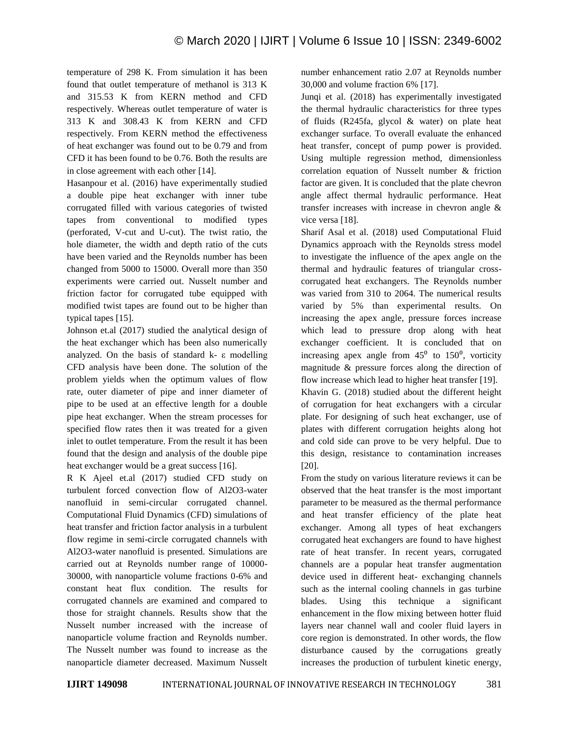temperature of 298 K. From simulation it has been found that outlet temperature of methanol is 313 K and 315.53 K from KERN method and CFD respectively. Whereas outlet temperature of water is 313 K and 308.43 K from KERN and CFD respectively. From KERN method the effectiveness of heat exchanger was found out to be 0.79 and from CFD it has been found to be 0.76. Both the results are in close agreement with each other [14].

Hasanpour et al. (2016) have experimentally studied a double pipe heat exchanger with inner tube corrugated filled with various categories of twisted tapes from conventional to modified types (perforated, V-cut and U-cut). The twist ratio, the hole diameter, the width and depth ratio of the cuts have been varied and the Reynolds number has been changed from 5000 to 15000. Overall more than 350 experiments were carried out. Nusselt number and friction factor for corrugated tube equipped with modified twist tapes are found out to be higher than typical tapes [15].

Johnson et.al (2017) studied the analytical design of the heat exchanger which has been also numerically analyzed. On the basis of standard k- ε modelling CFD analysis have been done. The solution of the problem yields when the optimum values of flow rate, outer diameter of pipe and inner diameter of pipe to be used at an effective length for a double pipe heat exchanger. When the stream processes for specified flow rates then it was treated for a given inlet to outlet temperature. From the result it has been found that the design and analysis of the double pipe heat exchanger would be a great success [16].

R K Ajeel et.al (2017) studied CFD study on turbulent forced convection flow of Al2O3-water nanofluid in semi-circular corrugated channel. Computational Fluid Dynamics (CFD) simulations of heat transfer and friction factor analysis in a turbulent flow regime in semi-circle corrugated channels with Al2O3-water nanofluid is presented. Simulations are carried out at Reynolds number range of 10000-30000, with nanoparticle volume fractions 0-6% and constant heat flux condition. The results for corrugated channels are examined and compared to those for straight channels. Results show that the Nusselt number increased with the increase of nanoparticle volume fraction and Reynolds number. The Nusselt number was found to increase as the nanoparticle diameter decreased. Maximum Nusselt number enhancement ratio 2.07 at Reynolds number 30,000 and volume fraction 6% [17].

Junqi et al. (2018) has experimentally investigated the thermal hydraulic characteristics for three types of fluids (R245fa, glycol & water) on plate heat exchanger surface. To overall evaluate the enhanced heat transfer, concept of pump power is provided. Using multiple regression method, dimensionless correlation equation of Nusselt number & friction factor are given. It is concluded that the plate chevron angle affect thermal hydraulic performance. Heat transfer increases with increase in chevron angle & vice versa [18].

Sharif Asal et al. (2018) used Computational Fluid Dynamics approach with the Reynolds stress model to investigate the influence of the apex angle on the thermal and hydraulic features of triangular cross-corrugated heat exchangers. The Reynolds number was varied from 310 to 2064. The numerical results varied by 5% than experimental results. On increasing the apex angle, pressure forces increase which lead to pressure drop along with heat exchanger coefficient. It is concluded that on increasing apex angle from $45^0$ to $150^0$, vorticity magnitude & pressure forces along the direction of flow increase which lead to higher heat transfer [19].

Khavin G. (2018) studied about the different height of corrugation for heat exchangers with a circular plate. For designing of such heat exchanger, use of plates with different corrugation heights along hot and cold side can prove to be very helpful. Due to this design, resistance to contamination increases [20].

From the study on various literature reviews it can be observed that the heat transfer is the most important parameter to be measured as the thermal performance and heat transfer efficiency of the plate heat exchanger. Among all types of heat exchangers corrugated heat exchangers are found to have highest rate of heat transfer. In recent years, corrugated channels are a popular heat transfer augmentation device used in different heat- exchanging channels such as the internal cooling channels in gas turbine blades. Using this technique a significant enhancement in the flow mixing between hotter fluid layers near channel wall and cooler fluid layers in core region is demonstrated. In other words, the flow disturbance caused by the corrugations greatly increases the production of turbulent kinetic energy,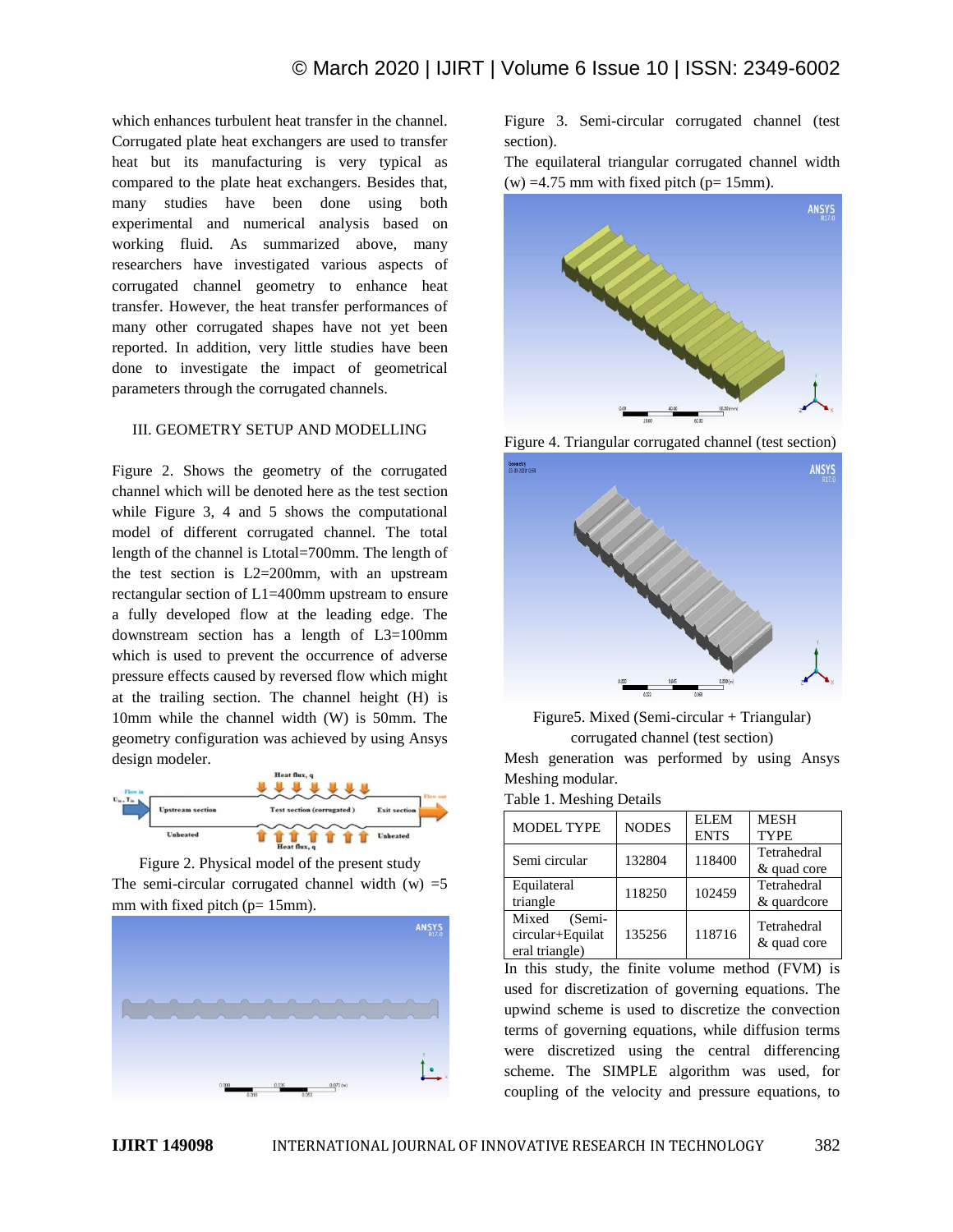which enhances turbulent heat transfer in the channel. Corrugated plate heat exchangers are used to transfer heat but its manufacturing is very typical as compared to the plate heat exchangers. Besides that, many studies have been done using both experimental and numerical analysis based on working fluid. As summarized above, many researchers have investigated various aspects of corrugated channel geometry to enhance heat transfer. However, the heat transfer performances of many other corrugated shapes have not yet been reported. In addition, very little studies have been done to investigate the impact of geometrical parameters through the corrugated channels.

## III. GEOMETRY SETUP AND MODELLING

Figure 2. Shows the geometry of the corrugated channel which will be denoted here as the test section while Figure 3, 4 and 5 shows the computational model of different corrugated channel. The total length of the channel is Ltotal=700mm. The length of the test section is L2=200mm, with an upstream rectangular section of L1=400mm upstream to ensure a fully developed flow at the leading edge. The downstream section has a length of L3=100mm which is used to prevent the occurrence of adverse pressure effects caused by reversed flow which might at the trailing section. The channel height (H) is 10mm while the channel width (W) is 50mm. The geometry configuration was achieved by using Ansys design modeler.

Figure 2. Physical model of the present study

The semi-circular corrugated channel width (w) =5 mm with fixed pitch (p= 15mm).

Figure 3. Semi-circular corrugated channel (test section).

The equilateral triangular corrugated channel width (w) =4.75 mm with fixed pitch (p= 15mm).

Figure 4. Triangular corrugated channel (test section)

Figure5. Mixed (Semi-circular + Triangular) corrugated channel (test section)

Mesh generation was performed by using Ansys Meshing modular.

Table 1. Meshing Details

| MODEL TYPE | NODES | ELEMENTS | MESH TYPE |
|---|---|---|---|
| Semi circular | 132804 | 118400 | Tetrahedral & quad core |
| Equilateral triangle | 118250 | 102459 | Tetrahedral & quardcore |
| Mixed (Semi-circular+Equilateral triangle) | 135256 | 118716 | Tetrahedral & quad core |

In this study, the finite volume method (FVM) is used for discretization of governing equations. The upwind scheme is used to discretize the convection terms of governing equations, while diffusion terms were discretized using the central differencing scheme. The SIMPLE algorithm was used, for coupling of the velocity and pressure equations, to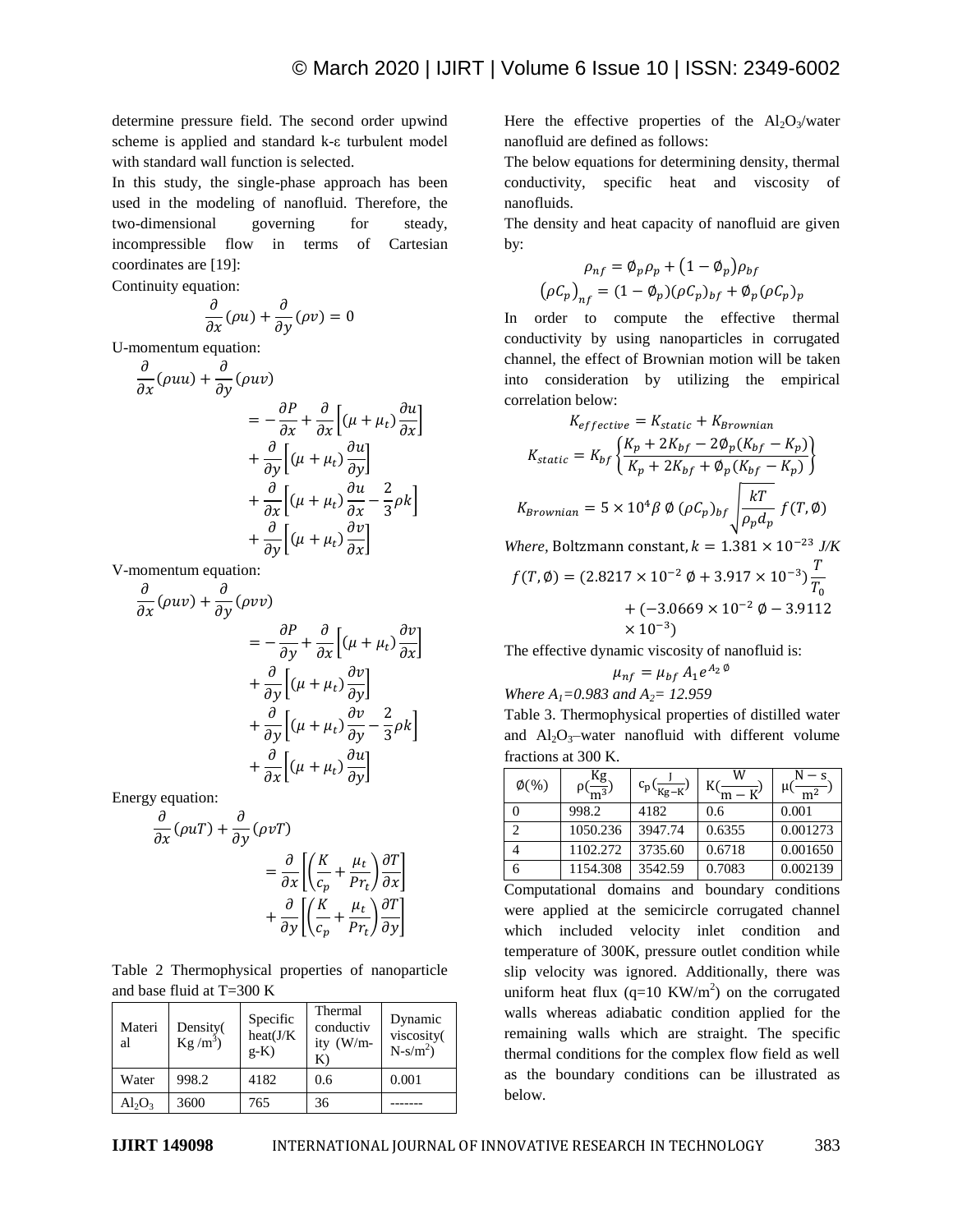determine pressure field. The second order upwind scheme is applied and standard k-ε turbulent model with standard wall function is selected.

In this study, the single-phase approach has been used in the modeling of nanofluid. Therefore, the two-dimensional governing for steady, incompressible flow in terms of Cartesian coordinates are [19]:

Continuity equation:

$$\frac{\partial}{\partial x}(\rho u) + \frac{\partial}{\partial y}(\rho v) = 0$$

U-momentum equation:

$$\begin{aligned}\frac{\partial}{\partial x}(\rho uu) + \frac{\partial}{\partial y}(\rho uv) &= -\frac{\partial P}{\partial x} + \frac{\partial}{\partial x}\left[(\mu + \mu_t)\frac{\partial u}{\partial x}\right] \\ &+ \frac{\partial}{\partial y}\left[(\mu + \mu_t)\frac{\partial u}{\partial y}\right] \\ &+ \frac{\partial}{\partial x}\left[(\mu + \mu_t)\frac{\partial u}{\partial x} - \frac{2}{3}\rho k\right] \\ &+ \frac{\partial}{\partial y}\left[(\mu + \mu_t)\frac{\partial v}{\partial x}\right]\end{aligned}$$

V-momentum equation:

$$\begin{aligned}\frac{\partial}{\partial x}(\rho uv) + \frac{\partial}{\partial y}(\rho vv) &= -\frac{\partial P}{\partial y} + \frac{\partial}{\partial x}\left[(\mu + \mu_t)\frac{\partial v}{\partial x}\right] \\ &+ \frac{\partial}{\partial y}\left[(\mu + \mu_t)\frac{\partial v}{\partial y}\right] \\ &+ \frac{\partial}{\partial y}\left[(\mu + \mu_t)\frac{\partial v}{\partial y} - \frac{2}{3}\rho k\right] \\ &+ \frac{\partial}{\partial x}\left[(\mu + \mu_t)\frac{\partial u}{\partial y}\right]\end{aligned}$$

Energy equation:

$$\begin{aligned}\frac{\partial}{\partial x}(\rho uT) + \frac{\partial}{\partial y}(\rho vT) &= \frac{\partial}{\partial x}\left[\left(\frac{K}{c_p} + \frac{\mu_t}{Pr_t}\right)\frac{\partial T}{\partial x}\right] \\ &+ \frac{\partial}{\partial y}\left[\left(\frac{K}{c_p} + \frac{\mu_t}{Pr_t}\right)\frac{\partial T}{\partial y}\right]\end{aligned}$$

Table 2 Thermophysical properties of nanoparticle and base fluid at T=300 K

| Material | Density( $Kg/m^3$) | Specific heat(J/Kg-K) | Thermal conductivity (W/m-K) | Dynamic viscosity( $N\text{-}s/m^2$) |
|---|---|---|---|---|
| Water | 998.2 | 4182 | 0.6 | 0.001 |
| $Al_2O_3$ | 3600 | 765 | 36 | ------- |

Here the effective properties of the $Al_2O_3$/water nanofluid are defined as follows:

The below equations for determining density, thermal conductivity, specific heat and viscosity of nanofluids.

The density and heat capacity of nanofluid are given by:

$$\rho_{nf} = \emptyset_p \rho_p + (1 - \emptyset_p)\rho_{bf}$$

$$(\rho C_p)_{nf} = (1 - \emptyset_p)(\rho C_p)_{bf} + \emptyset_p(\rho C_p)_p$$

In order to compute the effective thermal conductivity by using nanoparticles in corrugated channel, the effect of Brownian motion will be taken into consideration by utilizing the empirical correlation below:

$$K_{effective} = K_{static} + K_{Brownian}$$

$$K_{static} = K_{bf}\left\{\frac{K_p + 2K_{bf} - 2\emptyset_p(K_{bf} - K_p)}{K_p + 2K_{bf} + \emptyset_p(K_{bf} - K_p)}\right\}$$

$$K_{Brownian} = 5 \times 10^4 \beta\, \emptyset\, (\rho C_p)_{bf}\sqrt{\frac{kT}{\rho_p d_p}}\, f(T, \emptyset)$$

*Where*, Boltzmann constant, $k = 1.381 \times 10^{-23}$ *J/K*

$$\begin{aligned}f(T, \emptyset) = (2.8217 \times 10^{-2}\,\emptyset + 3.917 \times 10^{-3})\frac{T}{T_0} \\ + (-3.0669 \times 10^{-2}\,\emptyset - 3.9112 \\ \times 10^{-3})\end{aligned}$$

The effective dynamic viscosity of nanofluid is:

$$\mu_{nf} = \mu_{bf}\, A_1 e^{A_2\,\emptyset}$$

*Where $A_1$=0.983 and $A_2$= 12.959*

Table 3. Thermophysical properties of distilled water and $Al_2O_3$–water nanofluid with different volume fractions at 300 K.

| $\emptyset(\%)$ | $\rho(\frac{Kg}{m^3})$ | $c_p(\frac{J}{Kg-K})$ | $K(\frac{W}{m-K})$ | $\mu(\frac{N-s}{m^2})$ |
|---|---|---|---|---|
| 0 | 998.2 | 4182 | 0.6 | 0.001 |
| 2 | 1050.236 | 3947.74 | 0.6355 | 0.001273 |
| 4 | 1102.272 | 3735.60 | 0.6718 | 0.001650 |
| 6 | 1154.308 | 3542.59 | 0.7083 | 0.002139 |

Computational domains and boundary conditions were applied at the semicircle corrugated channel which included velocity inlet condition and temperature of 300K, pressure outlet condition while slip velocity was ignored. Additionally, there was uniform heat flux ($q$=10 $KW/m^2$) on the corrugated walls whereas adiabatic condition applied for the remaining walls which are straight. The specific thermal conditions for the complex flow field as well as the boundary conditions can be illustrated as below.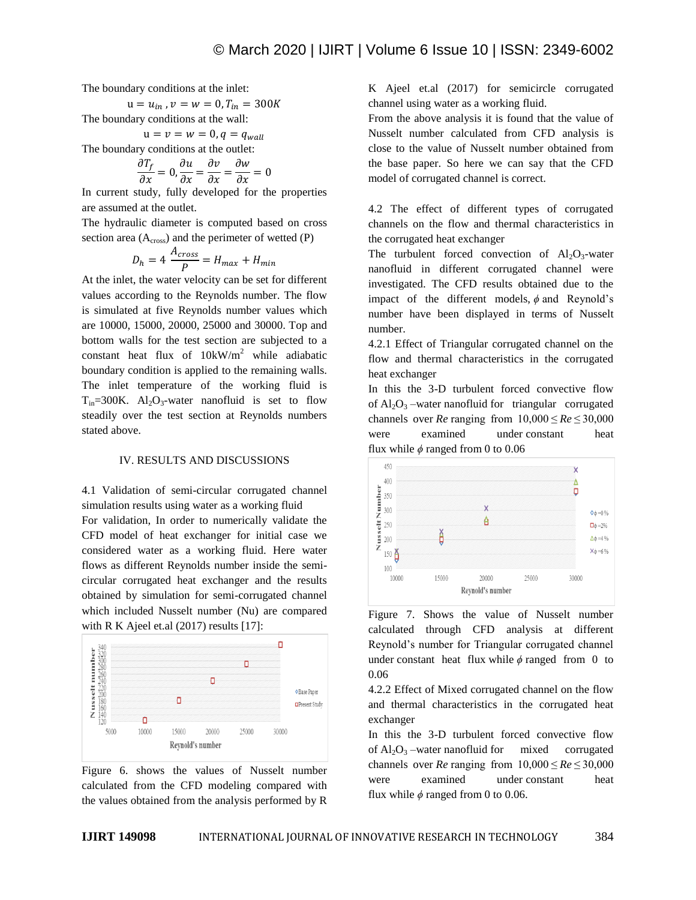The boundary conditions at the inlet:

$$u = u_{in}, v = w = 0, T_{in} = 300K$$

The boundary conditions at the wall:

$$u = v = w = 0, q = q_{wall}$$

The boundary conditions at the outlet:

$$\frac{\partial T_f}{\partial x} = 0, \frac{\partial u}{\partial x} = \frac{\partial v}{\partial x} = \frac{\partial w}{\partial x} = 0$$

In current study, fully developed for the properties are assumed at the outlet.

The hydraulic diameter is computed based on cross section area ($A_{cross}$) and the perimeter of wetted (P)

$$D_h = 4\frac{A_{cross}}{P} = H_{max} + H_{min}$$

At the inlet, the water velocity can be set for different values according to the Reynolds number. The flow is simulated at five Reynolds number values which are 10000, 15000, 20000, 25000 and 30000. Top and bottom walls for the test section are subjected to a constant heat flux of 10kW/m$^2$ while adiabatic boundary condition is applied to the remaining walls. The inlet temperature of the working fluid is $T_{in}$=300K. $Al_2O_3$-water nanofluid is set to flow steadily over the test section at Reynolds numbers stated above.

## IV. RESULTS AND DISCUSSIONS

4.1 Validation of semi-circular corrugated channel simulation results using water as a working fluid

For validation, In order to numerically validate the CFD model of heat exchanger for initial case we considered water as a working fluid. Here water flows as different Reynolds number inside the semi-circular corrugated heat exchanger and the results obtained by simulation for semi-corrugated channel which included Nusselt number (Nu) are compared with R K Ajeel et.al (2017) results [17]:

Figure 6. shows the values of Nusselt number calculated from the CFD modeling compared with the values obtained from the analysis performed by R K Ajeel et.al (2017) for semicircle corrugated channel using water as a working fluid.

From the above analysis it is found that the value of Nusselt number calculated from CFD analysis is close to the value of Nusselt number obtained from the base paper. So here we can say that the CFD model of corrugated channel is correct.

4.2 The effect of different types of corrugated channels on the flow and thermal characteristics in the corrugated heat exchanger

The turbulent forced convection of $Al_2O_3$-water nanofluid in different corrugated channel were investigated. The CFD results obtained due to the impact of the different models, $\phi$ and Reynold's number have been displayed in terms of Nusselt number.

4.2.1 Effect of Triangular corrugated channel on the flow and thermal characteristics in the corrugated heat exchanger

In this the 3-D turbulent forced convective flow of $Al_2O_3$ –water nanofluid for triangular corrugated channels over $Re$ ranging from $10{,}000 \le Re \le 30{,}000$ were examined under constant heat flux while $\phi$ ranged from 0 to 0.06

Figure 7. Shows the value of Nusselt number calculated through CFD analysis at different Reynold's number for Triangular corrugated channel under constant heat flux while $\phi$ ranged from 0 to 0.06

4.2.2 Effect of Mixed corrugated channel on the flow and thermal characteristics in the corrugated heat exchanger

In this the 3-D turbulent forced convective flow of $Al_2O_3$ –water nanofluid for mixed corrugated channels over $Re$ ranging from $10{,}000 \le Re \le 30{,}000$ were examined under constant heat flux while $\phi$ ranged from 0 to 0.06.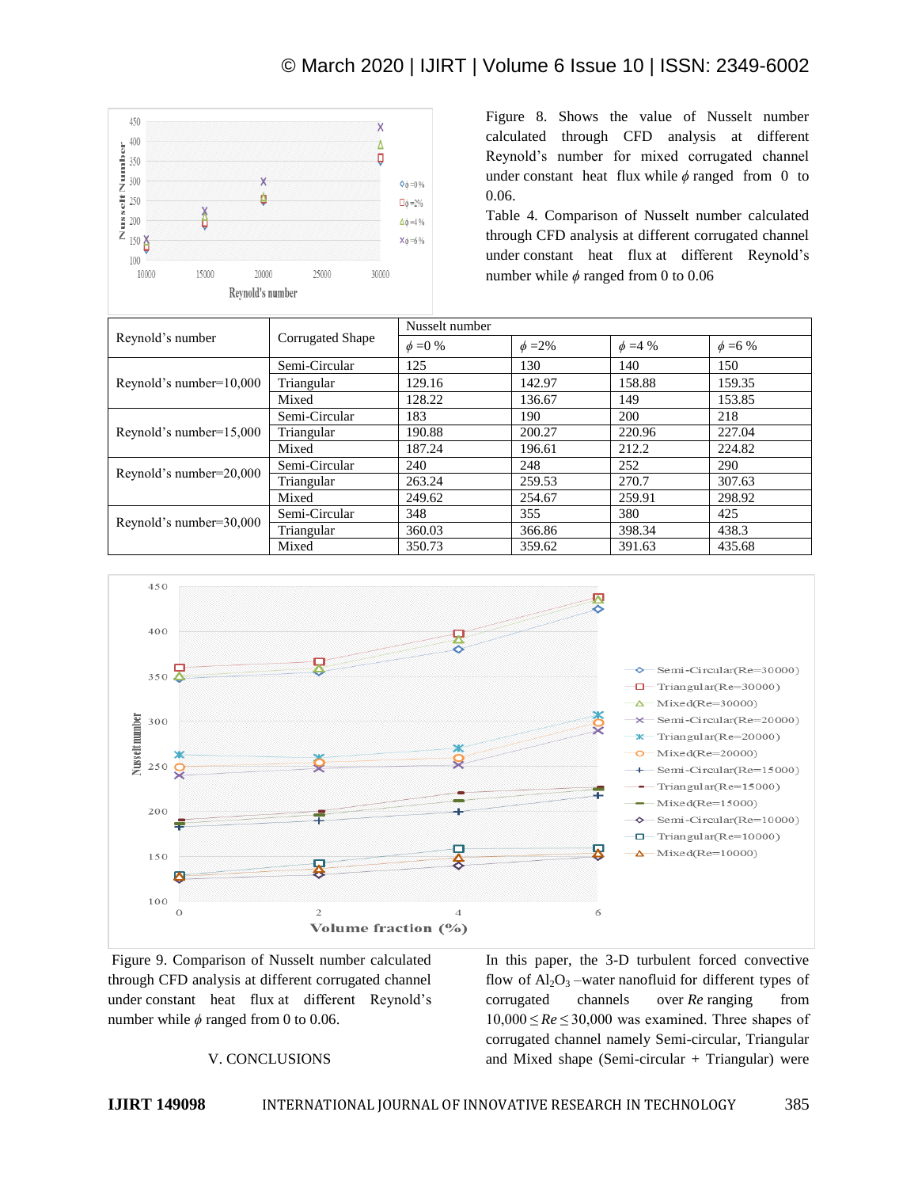Figure 8. Shows the value of Nusselt number calculated through CFD analysis at different Reynold's number for mixed corrugated channel under constant heat flux while $\phi$ ranged from 0 to 0.06.

Table 4. Comparison of Nusselt number calculated through CFD analysis at different corrugated channel under constant heat flux at different Reynold's number while $\phi$ ranged from 0 to 0.06

| Reynold's number | Corrugated Shape | Nusselt number | | | |
|---|---|---|---|---|---|
| | | $\phi$ =0 % | $\phi$ =2% | $\phi$ =4 % | $\phi$ =6 % |
| Reynold's number=10,000 | Semi-Circular | 125 | 130 | 140 | 150 |
| | Triangular | 129.16 | 142.97 | 158.88 | 159.35 |
| | Mixed | 128.22 | 136.67 | 149 | 153.85 |
| Reynold's number=15,000 | Semi-Circular | 183 | 190 | 200 | 218 |
| | Triangular | 190.88 | 200.27 | 220.96 | 227.04 |
| | Mixed | 187.24 | 196.61 | 212.2 | 224.82 |
| Reynold's number=20,000 | Semi-Circular | 240 | 248 | 252 | 290 |
| | Triangular | 263.24 | 259.53 | 270.7 | 307.63 |
| | Mixed | 249.62 | 254.67 | 259.91 | 298.92 |
| Reynold's number=30,000 | Semi-Circular | 348 | 355 | 380 | 425 |
| | Triangular | 360.03 | 366.86 | 398.34 | 438.3 |
| | Mixed | 350.73 | 359.62 | 391.63 | 435.68 |

Figure 9. Comparison of Nusselt number calculated through CFD analysis at different corrugated channel under constant heat flux at different Reynold's number while $\phi$ ranged from 0 to 0.06.

## V. CONCLUSIONS

In this paper, the 3-D turbulent forced convective flow of $Al_2O_3$ –water nanofluid for different types of corrugated channels over $Re$ ranging from $10,000 \leq Re \leq 30,000$ was examined. Three shapes of corrugated channel namely Semi-circular, Triangular and Mixed shape (Semi-circular + Triangular) were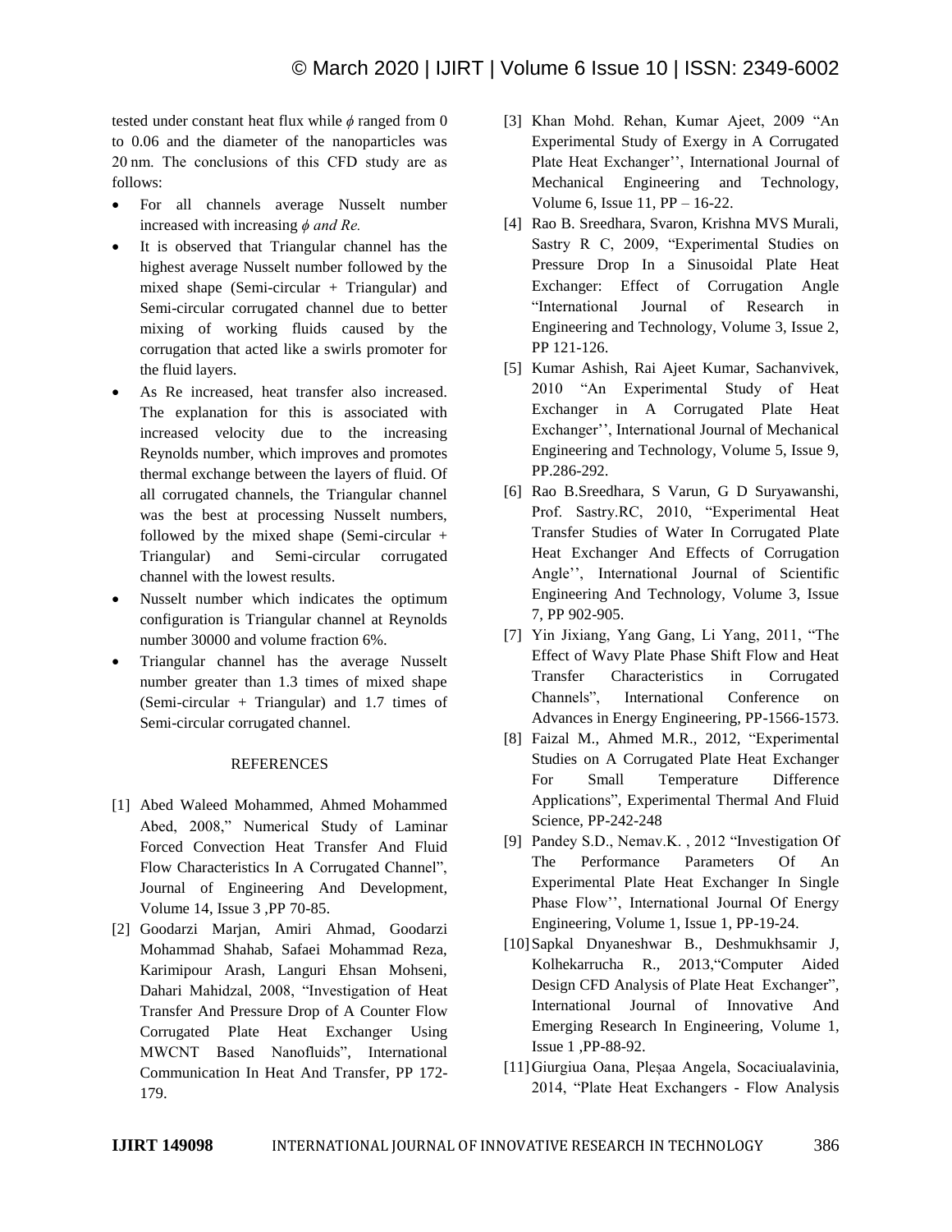tested under constant heat flux while $\phi$ ranged from 0 to 0.06 and the diameter of the nanoparticles was 20 nm. The conclusions of this CFD study are as follows:

- For all channels average Nusselt number increased with increasing $\phi$ *and Re.*
- It is observed that Triangular channel has the highest average Nusselt number followed by the mixed shape (Semi-circular + Triangular) and Semi-circular corrugated channel due to better mixing of working fluids caused by the corrugation that acted like a swirls promoter for the fluid layers.
- As Re increased, heat transfer also increased. The explanation for this is associated with increased velocity due to the increasing Reynolds number, which improves and promotes thermal exchange between the layers of fluid. Of all corrugated channels, the Triangular channel was the best at processing Nusselt numbers, followed by the mixed shape (Semi-circular + Triangular) and Semi-circular corrugated channel with the lowest results.
- Nusselt number which indicates the optimum configuration is Triangular channel at Reynolds number 30000 and volume fraction 6%.
- Triangular channel has the average Nusselt number greater than 1.3 times of mixed shape (Semi-circular + Triangular) and 1.7 times of Semi-circular corrugated channel.

## REFERENCES

[1] Abed Waleed Mohammed, Ahmed Mohammed Abed, 2008," Numerical Study of Laminar Forced Convection Heat Transfer And Fluid Flow Characteristics In A Corrugated Channel", Journal of Engineering And Development, Volume 14, Issue 3 ,PP 70-85.

[2] Goodarzi Marjan, Amiri Ahmad, Goodarzi Mohammad Shahab, Safaei Mohammad Reza, Karimipour Arash, Languri Ehsan Mohseni, Dahari Mahidzal, 2008, "Investigation of Heat Transfer And Pressure Drop of A Counter Flow Corrugated Plate Heat Exchanger Using MWCNT Based Nanofluids", International Communication In Heat And Transfer, PP 172-179.

[3] Khan Mohd. Rehan, Kumar Ajeet, 2009 "An Experimental Study of Exergy in A Corrugated Plate Heat Exchanger'', International Journal of Mechanical Engineering and Technology, Volume 6, Issue 11, PP – 16-22.

[4] Rao B. Sreedhara, Svaron, Krishna MVS Murali, Sastry R C, 2009, "Experimental Studies on Pressure Drop In a Sinusoidal Plate Heat Exchanger: Effect of Corrugation Angle "International Journal of Research in Engineering and Technology, Volume 3, Issue 2, PP 121-126.

[5] Kumar Ashish, Rai Ajeet Kumar, Sachanvivek, 2010 "An Experimental Study of Heat Exchanger in A Corrugated Plate Heat Exchanger'', International Journal of Mechanical Engineering and Technology, Volume 5, Issue 9, PP.286-292.

[6] Rao B.Sreedhara, S Varun, G D Suryawanshi, Prof. Sastry.RC, 2010, "Experimental Heat Transfer Studies of Water In Corrugated Plate Heat Exchanger And Effects of Corrugation Angle'', International Journal of Scientific Engineering And Technology, Volume 3, Issue 7, PP 902-905.

[7] Yin Jixiang, Yang Gang, Li Yang, 2011, "The Effect of Wavy Plate Phase Shift Flow and Heat Transfer Characteristics in Corrugated Channels", International Conference on Advances in Energy Engineering, PP-1566-1573.

[8] Faizal M., Ahmed M.R., 2012, "Experimental Studies on A Corrugated Plate Heat Exchanger For Small Temperature Difference Applications", Experimental Thermal And Fluid Science, PP-242-248

[9] Pandey S.D., Nemav.K. , 2012 "Investigation Of The Performance Parameters Of An Experimental Plate Heat Exchanger In Single Phase Flow'', International Journal Of Energy Engineering, Volume 1, Issue 1, PP-19-24.

[10] Sapkal Dnyaneshwar B., Deshmukhsamir J, Kolhekarrucha R., 2013,"Computer Aided Design CFD Analysis of Plate Heat Exchanger", International Journal of Innovative And Emerging Research In Engineering, Volume 1, Issue 1 ,PP-88-92.

[11] Giurgiua Oana, Pleșaa Angela, Socaciualavinia, 2014, "Plate Heat Exchangers - Flow Analysis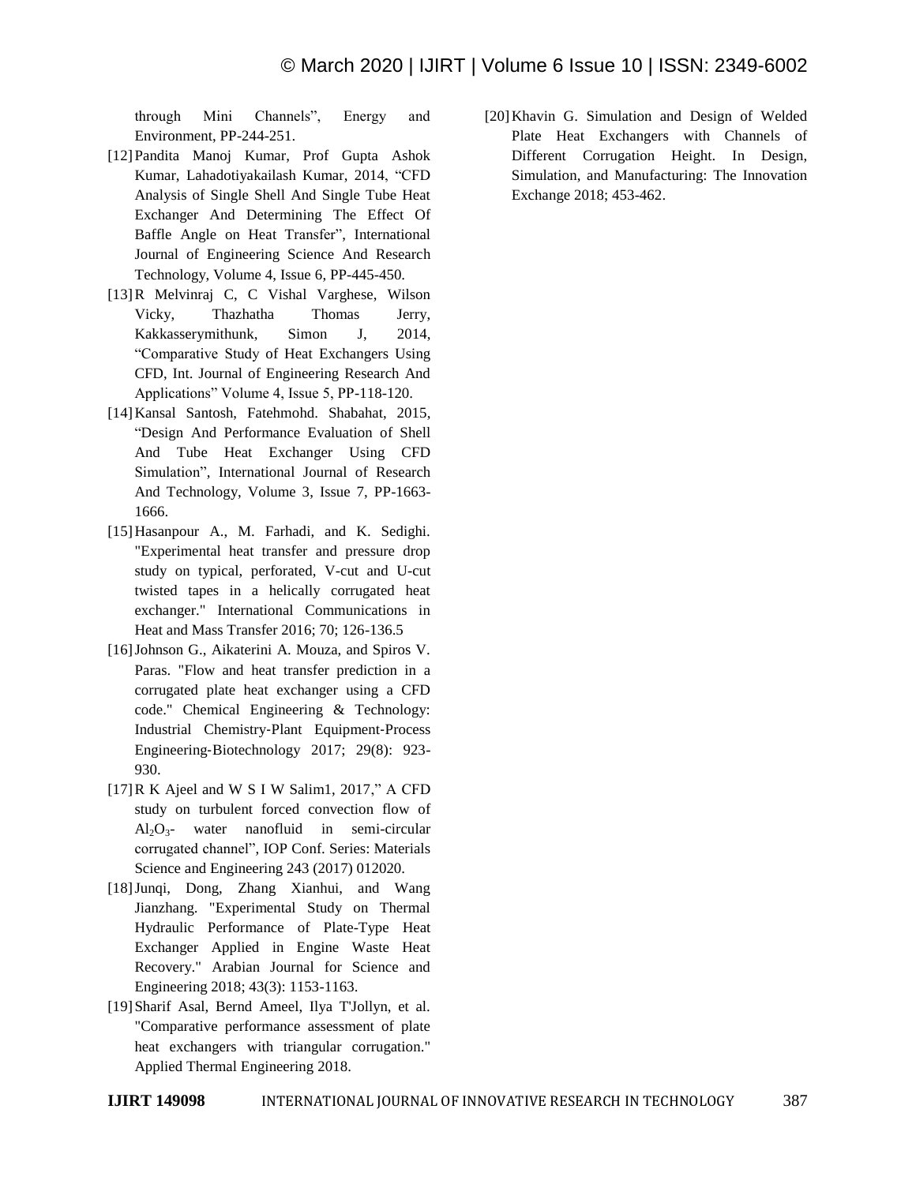through Mini Channels", Energy and Environment, PP-244-251.

[12] Pandita Manoj Kumar, Prof Gupta Ashok Kumar, Lahadotiyakailash Kumar, 2014, "CFD Analysis of Single Shell And Single Tube Heat Exchanger And Determining The Effect Of Baffle Angle on Heat Transfer", International Journal of Engineering Science And Research Technology, Volume 4, Issue 6, PP-445-450.

[13] R Melvinraj C, C Vishal Varghese, Wilson Vicky, Thazhatha Thomas Jerry, Kakkasserymithunk, Simon J, 2014, "Comparative Study of Heat Exchangers Using CFD, Int. Journal of Engineering Research And Applications" Volume 4, Issue 5, PP-118-120.

[14] Kansal Santosh, Fatehmohd. Shabahat, 2015, "Design And Performance Evaluation of Shell And Tube Heat Exchanger Using CFD Simulation", International Journal of Research And Technology, Volume 3, Issue 7, PP-1663-1666.

[15] Hasanpour A., M. Farhadi, and K. Sedighi. "Experimental heat transfer and pressure drop study on typical, perforated, V-cut and U-cut twisted tapes in a helically corrugated heat exchanger." International Communications in Heat and Mass Transfer 2016; 70; 126-136.5

[16] Johnson G., Aikaterini A. Mouza, and Spiros V. Paras. "Flow and heat transfer prediction in a corrugated plate heat exchanger using a CFD code." Chemical Engineering & Technology: Industrial Chemistry-Plant Equipment-Process Engineering-Biotechnology 2017; 29(8): 923-930.

[17] R K Ajeel and W S I W Salim1, 2017," A CFD study on turbulent forced convection flow of $Al_2O_3$- water nanofluid in semi-circular corrugated channel", IOP Conf. Series: Materials Science and Engineering 243 (2017) 012020.

[18] Junqi, Dong, Zhang Xianhui, and Wang Jianzhang. "Experimental Study on Thermal Hydraulic Performance of Plate-Type Heat Exchanger Applied in Engine Waste Heat Recovery." Arabian Journal for Science and Engineering 2018; 43(3): 1153-1163.

[19] Sharif Asal, Bernd Ameel, Ilya T'Jollyn, et al. "Comparative performance assessment of plate heat exchangers with triangular corrugation." Applied Thermal Engineering 2018.

[20] Khavin G. Simulation and Design of Welded Plate Heat Exchangers with Channels of Different Corrugation Height. In Design, Simulation, and Manufacturing: The Innovation Exchange 2018; 453-462.